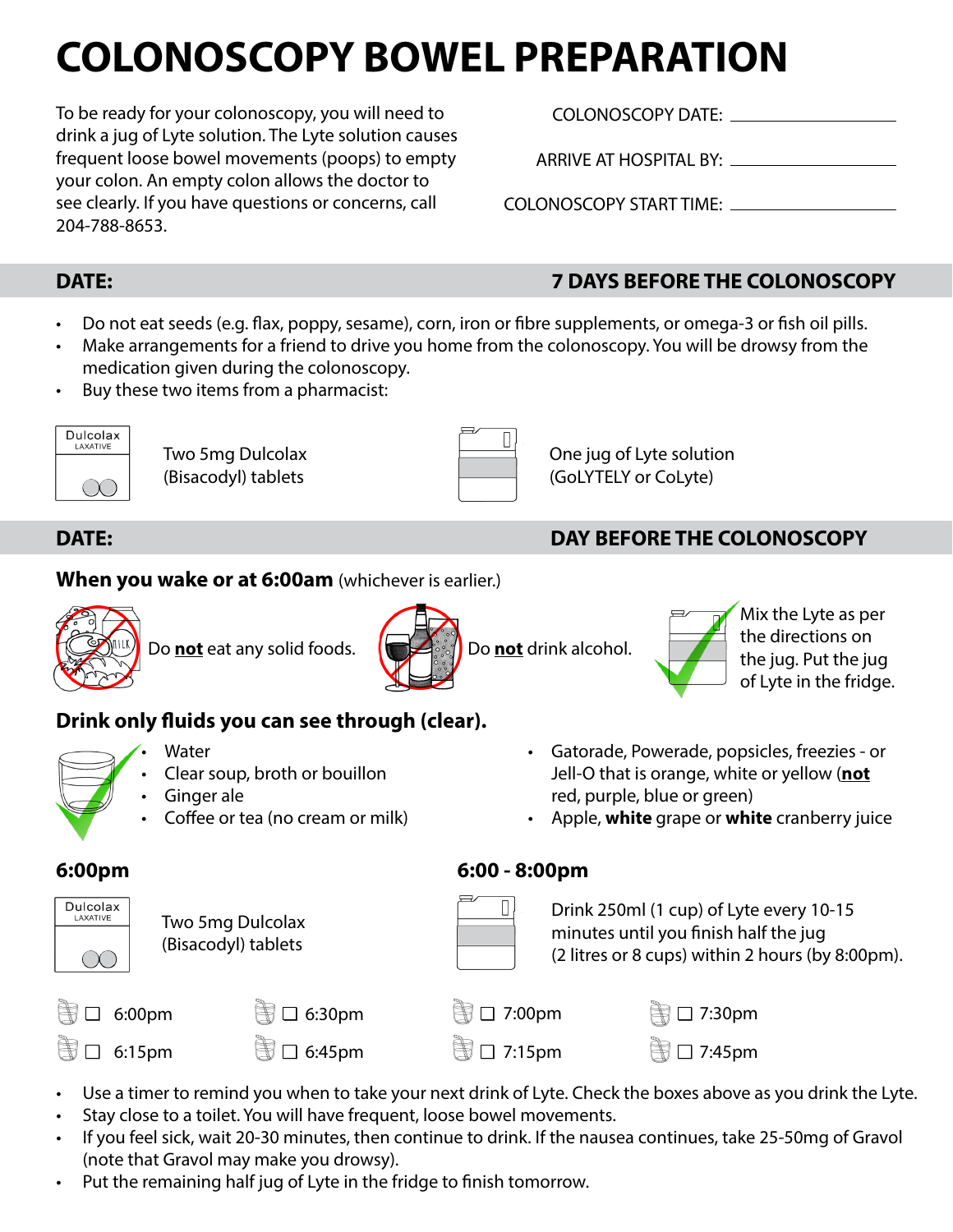# COLONOSCOPY BOWEL PREPARATION

To be ready for your colonoscopy, you will need to drink a jug of Lyte solution. The Lyte solution causes frequent loose bowel movements (poops) to empty your colon. An empty colon allows the doctor to see clearly. If you have questions or concerns, call 204-788-8653.

COLONOSCOPY DATE: ____________

ARRIVE AT HOSPITAL BY: ____________

COLONOSCOPY START TIME: ____________

## DATE: 7 DAYS BEFORE THE COLONOSCOPY

- Do not eat seeds (e.g. flax, poppy, sesame), corn, iron or fibre supplements, or omega-3 or fish oil pills.
- Make arrangements for a friend to drive you home from the colonoscopy. You will be drowsy from the medication given during the colonoscopy.
- Buy these two items from a pharmacist:

Two 5mg Dulcolax (Bisacodyl) tablets

One jug of Lyte solution (GoLYTELY or CoLyte)

## DATE: DAY BEFORE THE COLONOSCOPY

### When you wake or at 6:00am (whichever is earlier.)

Do **not** eat any solid foods.

Do **not** drink alcohol.

Mix the Lyte as per the directions on the jug. Put the jug of Lyte in the fridge.

### Drink only fluids you can see through (clear).

- Water
- Clear soup, broth or bouillon
- Ginger ale
- Coffee or tea (no cream or milk)
- Gatorade, Powerade, popsicles, freezies - or Jell-O that is orange, white or yellow (**not** red, purple, blue or green)
- Apple, **white** grape or **white** cranberry juice

### 6:00pm

Two 5mg Dulcolax (Bisacodyl) tablets

### 6:00 - 8:00pm

Drink 250ml (1 cup) of Lyte every 10-15 minutes until you finish half the jug (2 litres or 8 cups) within 2 hours (by 8:00pm).

- ☐ 6:00pm
- ☐ 6:15pm
- ☐ 6:30pm
- ☐ 6:45pm
- ☐ 7:00pm
- ☐ 7:15pm
- ☐ 7:30pm
- ☐ 7:45pm

- Use a timer to remind you when to take your next drink of Lyte. Check the boxes above as you drink the Lyte.
- Stay close to a toilet. You will have frequent, loose bowel movements.
- If you feel sick, wait 20-30 minutes, then continue to drink. If the nausea continues, take 25-50mg of Gravol (note that Gravol may make you drowsy).
- Put the remaining half jug of Lyte in the fridge to finish tomorrow.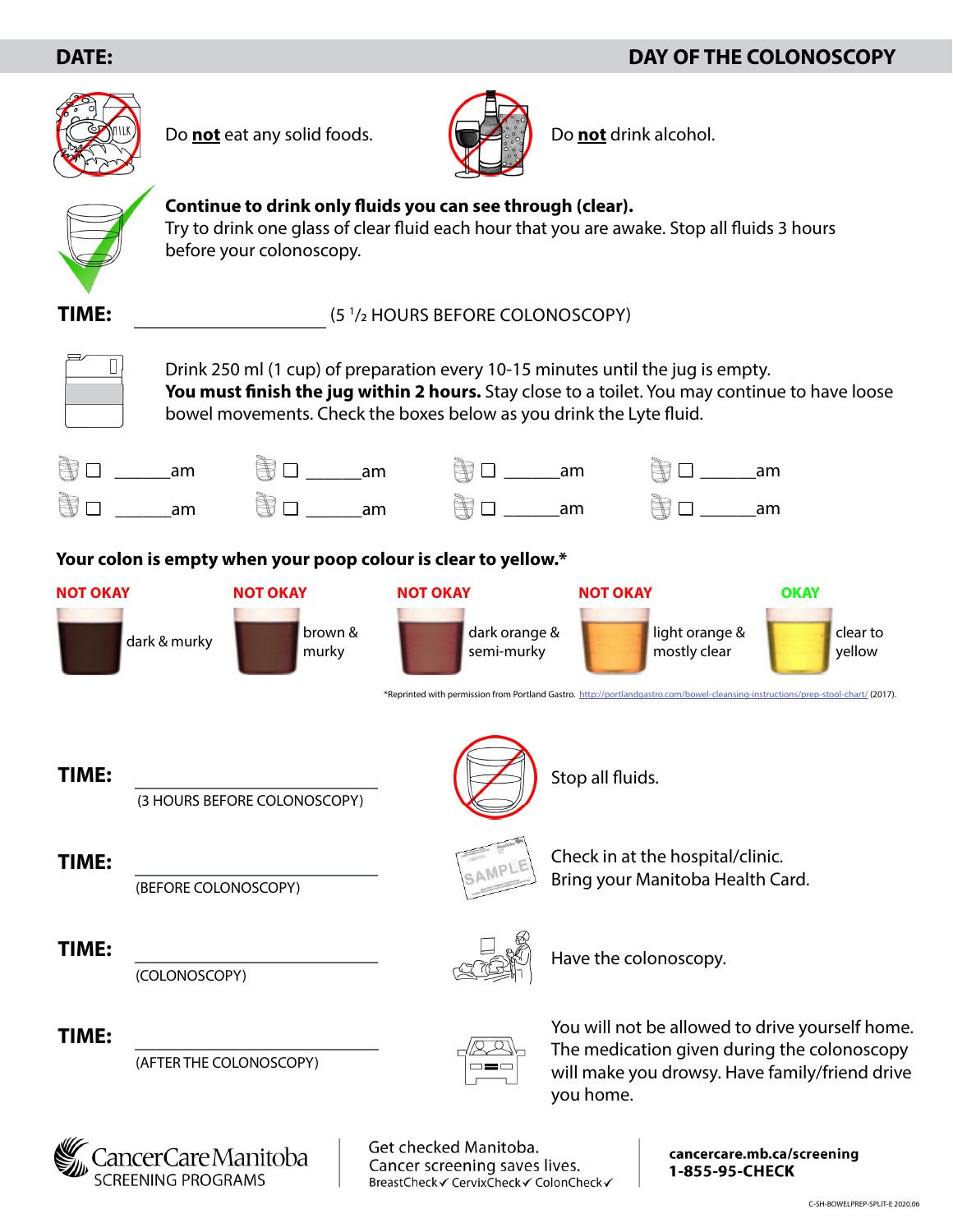**DATE:** **DAY OF THE COLONOSCOPY**

Do **not** eat any solid foods.

Do **not** drink alcohol.

**Continue to drink only fluids you can see through (clear).**
Try to drink one glass of clear fluid each hour that you are awake. Stop all fluids 3 hours before your colonoscopy.

**TIME:** ____________________ (5 ½ HOURS BEFORE COLONOSCOPY)

Drink 250 ml (1 cup) of preparation every 10-15 minutes until the jug is empty.
**You must finish the jug within 2 hours.** Stay close to a toilet. You may continue to have loose bowel movements. Check the boxes below as you drink the Lyte fluid.

| | | | |
|---|---|---|---|
| ☐ ______am | ☐ ______am | ☐ ______am | ☐ ______am |
| ☐ ______am | ☐ ______am | ☐ ______am | ☐ ______am |

**Your colon is empty when your poop colour is clear to yellow.***

| NOT OKAY | NOT OKAY | NOT OKAY | NOT OKAY | OKAY |
|---|---|---|---|---|
| dark & murky | brown & murky | dark orange & semi-murky | light orange & mostly clear | clear to yellow |

*Reprinted with permission from Portland Gastro. http://portlandgastro.com/bowel-cleansing-instructions/prep-stool-chart/ (2017).

**TIME:** ____________________ (3 HOURS BEFORE COLONOSCOPY)

Stop all fluids.

**TIME:** ____________________ (BEFORE COLONOSCOPY)

Check in at the hospital/clinic.
Bring your Manitoba Health Card.

**TIME:** ____________________ (COLONOSCOPY)

Have the colonoscopy.

**TIME:** ____________________ (AFTER THE COLONOSCOPY)

You will not be allowed to drive yourself home. The medication given during the colonoscopy will make you drowsy. Have family/friend drive you home.

CancerCare Manitoba SCREENING PROGRAMS

Get checked Manitoba.
Cancer screening saves lives.
BreastCheck✓ CervixCheck✓ ColonCheck✓

**cancercare.mb.ca/screening**
**1-855-95-CHECK**

C-SH-BOWELPREP-SPLIT-E 2020.06